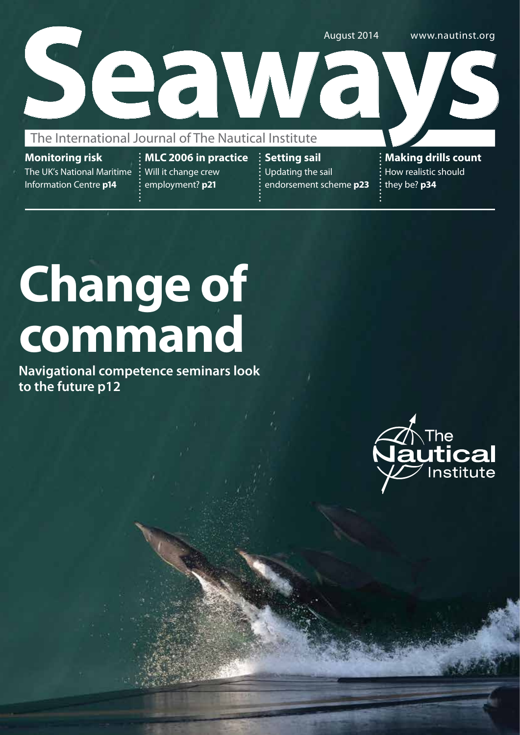August 2014 www.nautinst.org

# Seaways

The International Journal of The Nautical Institute

**Monitoring risk**
The UK's National Maritime Information Centre **p14**

**MLC 2006 in practice**
Will it change crew employment? **p21**

**Setting sail**
Updating the sail endorsement scheme **p23**

**Making drills count**
How realistic should they be? **p34**

# Change of command

**Navigational competence seminars look to the future p12**

The Nautical Institute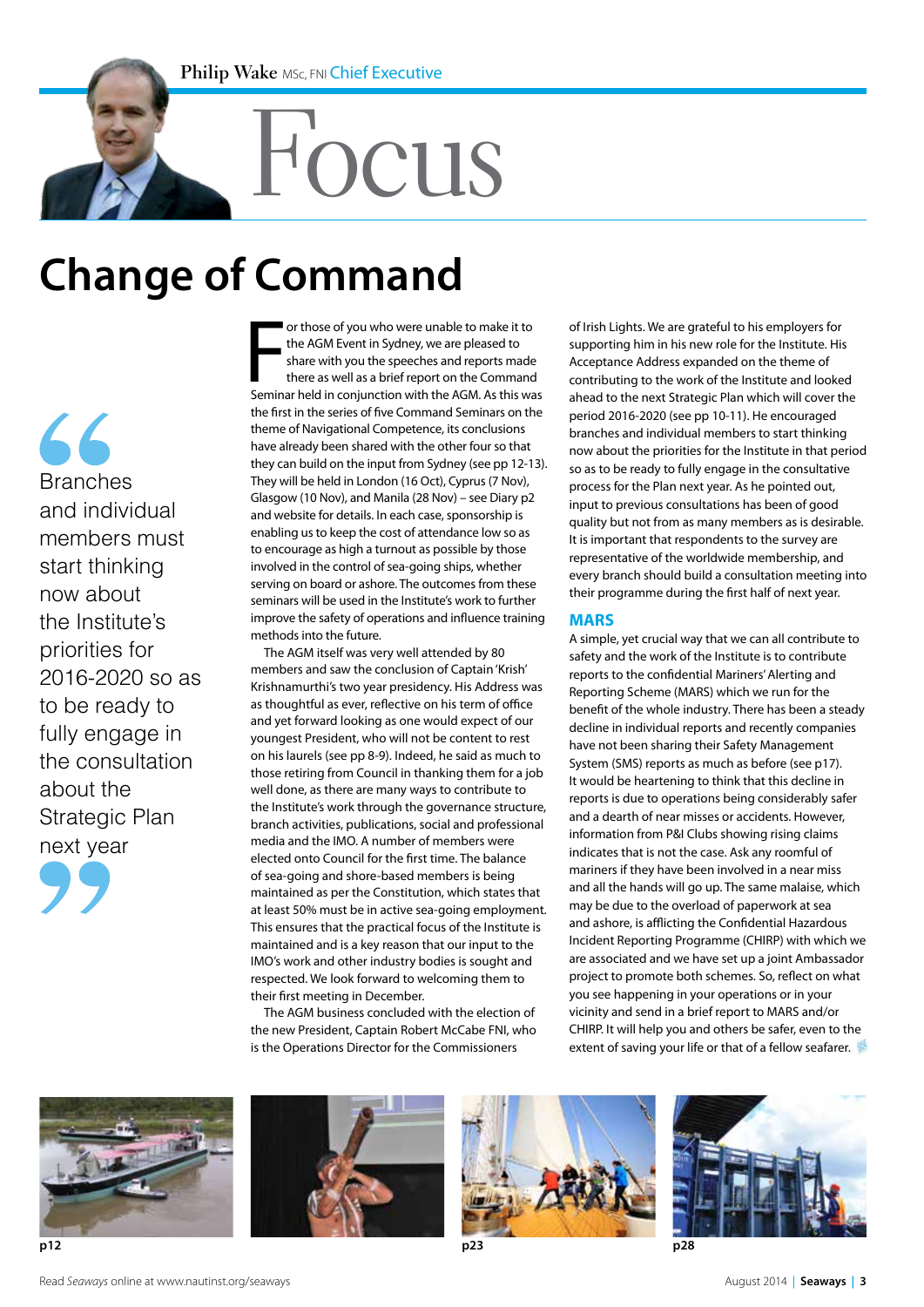Philip Wake MSc, FNI Chief Executive

# Focus

## Change of Command

> Branches and individual members must start thinking now about the Institute's priorities for 2016-2020 so as to be ready to fully engage in the consultation about the Strategic Plan next year

For those of you who were unable to make it to the AGM Event in Sydney, we are pleased to share with you the speeches and reports made there as well as a brief report on the Command Seminar held in conjunction with the AGM. As this was the first in the series of five Command Seminars on the theme of Navigational Competence, its conclusions have already been shared with the other four so that they can build on the input from Sydney (see pp 12-13). They will be held in London (16 Oct), Cyprus (7 Nov), Glasgow (10 Nov), and Manila (28 Nov) – see Diary p2 and website for details. In each case, sponsorship is enabling us to keep the cost of attendance low so as to encourage as high a turnout as possible by those involved in the control of sea-going ships, whether serving on board or ashore. The outcomes from these seminars will be used in the Institute's work to further improve the safety of operations and influence training methods into the future.

The AGM itself was very well attended by 80 members and saw the conclusion of Captain 'Krish' Krishnamurthi's two year presidency. His Address was as thoughtful as ever, reflective on his term of office and yet forward looking as one would expect of our youngest President, who will not be content to rest on his laurels (see pp 8-9). Indeed, he said as much to those retiring from Council in thanking them for a job well done, as there are many ways to contribute to the Institute's work through the governance structure, branch activities, publications, social and professional media and the IMO. A number of members were elected onto Council for the first time. The balance of sea-going and shore-based members is being maintained as per the Constitution, which states that at least 50% must be in active sea-going employment. This ensures that the practical focus of the Institute is maintained and is a key reason that our input to the IMO's work and other industry bodies is sought and respected. We look forward to welcoming them to their first meeting in December.

The AGM business concluded with the election of the new President, Captain Robert McCabe FNI, who is the Operations Director for the Commissioners of Irish Lights. We are grateful to his employers for supporting him in his new role for the Institute. His Acceptance Address expanded on the theme of contributing to the work of the Institute and looked ahead to the next Strategic Plan which will cover the period 2016-2020 (see pp 10-11). He encouraged branches and individual members to start thinking now about the priorities for the Institute in that period so as to be ready to fully engage in the consultative process for the Plan next year. As he pointed out, input to previous consultations has been of good quality but not from as many members as is desirable. It is important that respondents to the survey are representative of the worldwide membership, and every branch should build a consultation meeting into their programme during the first half of next year.

### MARS

A simple, yet crucial way that we can all contribute to safety and the work of the Institute is to contribute reports to the confidential Mariners' Alerting and Reporting Scheme (MARS) which we run for the benefit of the whole industry. There has been a steady decline in individual reports and recently companies have not been sharing their Safety Management System (SMS) reports as much as before (see p17). It would be heartening to think that this decline in reports is due to operations being considerably safer and a dearth of near misses or accidents. However, information from P&I Clubs showing rising claims indicates that is not the case. Ask any roomful of mariners if they have been involved in a near miss and all the hands will go up. The same malaise, which may be due to the overload of paperwork at sea and ashore, is afflicting the Confidential Hazardous Incident Reporting Programme (CHIRP) with which we are associated and we have set up a joint Ambassador project to promote both schemes. So, reflect on what you see happening in your operations or in your vicinity and send in a brief report to MARS and/or CHIRP. It will help you and others be safer, even to the extent of saving your life or that of a fellow seafarer.

p12

p23

p28

Read *Seaways* online at www.nautinst.org/seaways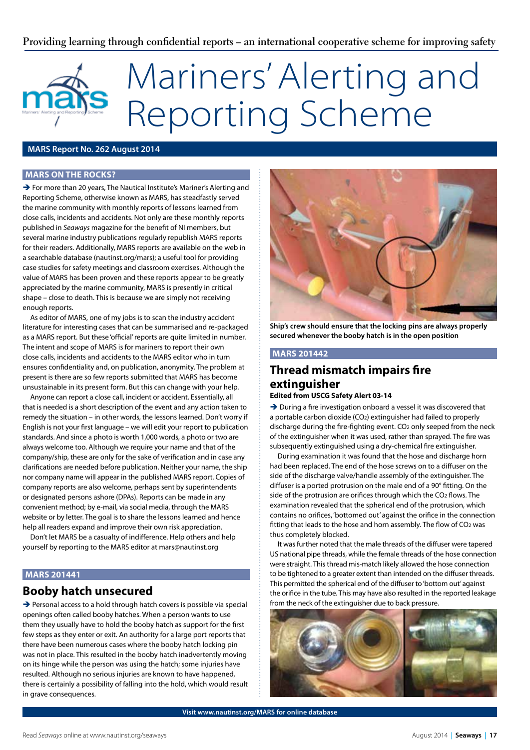Providing learning through confidential reports – an international cooperative scheme for improving safety

# Mariners' Alerting and Reporting Scheme

**MARS Report No. 262 August 2014**

## MARS ON THE ROCKS?

➔ For more than 20 years, The Nautical Institute's Mariner's Alerting and Reporting Scheme, otherwise known as MARS, has steadfastly served the marine community with monthly reports of lessons learned from close calls, incidents and accidents. Not only are these monthly reports published in *Seaways* magazine for the benefit of NI members, but several marine industry publications regularly republish MARS reports for their readers. Additionally, MARS reports are available on the web in a searchable database (nautinst.org/mars); a useful tool for providing case studies for safety meetings and classroom exercises. Although the value of MARS has been proven and these reports appear to be greatly appreciated by the marine community, MARS is presently in critical shape – close to death. This is because we are simply not receiving enough reports.

As editor of MARS, one of my jobs is to scan the industry accident literature for interesting cases that can be summarised and re-packaged as a MARS report. But these 'official' reports are quite limited in number. The intent and scope of MARS is for mariners to report their own close calls, incidents and accidents to the MARS editor who in turn ensures confidentiality and, on publication, anonymity. The problem at present is there are so few reports submitted that MARS has become unsustainable in its present form. But this can change with your help.

Anyone can report a close call, incident or accident. Essentially, all that is needed is a short description of the event and any action taken to remedy the situation – in other words, the lessons learned. Don't worry if English is not your first language – we will edit your report to publication standards. And since a photo is worth 1,000 words, a photo or two are always welcome too. Although we require your name and that of the company/ship, these are only for the sake of verification and in case any clarifications are needed before publication. Neither your name, the ship nor company name will appear in the published MARS report. Copies of company reports are also welcome, perhaps sent by superintendents or designated persons ashore (DPAs). Reports can be made in any convenient method; by e-mail, via social media, through the MARS website or by letter. The goal is to share the lessons learned and hence help all readers expand and improve their own risk appreciation.

Don't let MARS be a casualty of indifference. Help others and help yourself by reporting to the MARS editor at mars@nautinst.org

## MARS 201441

### Booby hatch unsecured

➔ Personal access to a hold through hatch covers is possible via special openings often called booby hatches. When a person wants to use them they usually have to hold the booby hatch as support for the first few steps as they enter or exit. An authority for a large port reports that there have been numerous cases where the booby hatch locking pin was not in place. This resulted in the booby hatch inadvertently moving on its hinge while the person was using the hatch; some injuries have resulted. Although no serious injuries are known to have happened, there is certainly a possibility of falling into the hold, which would result in grave consequences.

**Ship's crew should ensure that the locking pins are always properly secured whenever the booby hatch is in the open position**

## MARS 201442

### Thread mismatch impairs fire extinguisher

**Edited from USCG Safety Alert 03-14**

➔ During a fire investigation onboard a vessel it was discovered that a portable carbon dioxide ($CO_2$) extinguisher had failed to properly discharge during the fire-fighting event. $CO_2$ only seeped from the neck of the extinguisher when it was used, rather than sprayed. The fire was subsequently extinguished using a dry-chemical fire extinguisher.

During examination it was found that the hose and discharge horn had been replaced. The end of the hose screws on to a diffuser on the side of the discharge valve/handle assembly of the extinguisher. The diffuser is a ported protrusion on the male end of a 90° fitting. On the side of the protrusion are orifices through which the $CO_2$ flows. The examination revealed that the spherical end of the protrusion, which contains no orifices, 'bottomed out' against the orifice in the connection fitting that leads to the hose and horn assembly. The flow of $CO_2$ was thus completely blocked.

It was further noted that the male threads of the diffuser were tapered US national pipe threads, while the female threads of the hose connection were straight. This thread mis-match likely allowed the hose connection to be tightened to a greater extent than intended on the diffuser threads. This permitted the spherical end of the diffuser to 'bottom out' against the orifice in the tube. This may have also resulted in the reported leakage from the neck of the extinguisher due to back pressure.

Visit www.nautinst.org/MARS for online database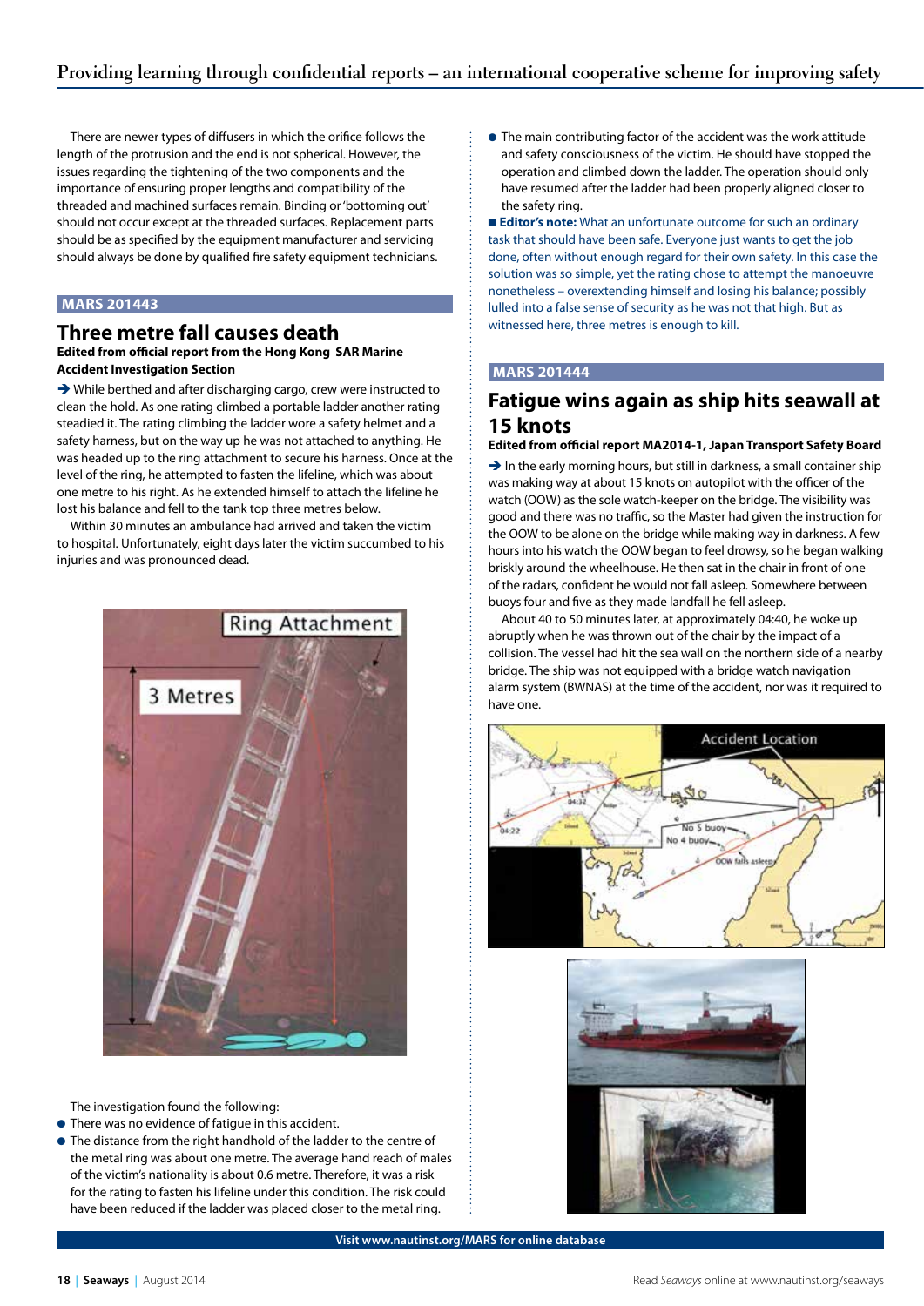There are newer types of diffusers in which the orifice follows the length of the protrusion and the end is not spherical. However, the issues regarding the tightening of the two components and the importance of ensuring proper lengths and compatibility of the threaded and machined surfaces remain. Binding or 'bottoming out' should not occur except at the threaded surfaces. Replacement parts should be as specified by the equipment manufacturer and servicing should always be done by qualified fire safety equipment technicians.

## MARS 201443

## Three metre fall causes death

**Edited from official report from the Hong Kong SAR Marine Accident Investigation Section**

➔ While berthed and after discharging cargo, crew were instructed to clean the hold. As one rating climbed a portable ladder another rating steadied it. The rating climbing the ladder wore a safety helmet and a safety harness, but on the way up he was not attached to anything. He was headed up to the ring attachment to secure his harness. Once at the level of the ring, he attempted to fasten the lifeline, which was about one metre to his right. As he extended himself to attach the lifeline he lost his balance and fell to the tank top three metres below.

Within 30 minutes an ambulance had arrived and taken the victim to hospital. Unfortunately, eight days later the victim succumbed to his injuries and was pronounced dead.

The investigation found the following:

- There was no evidence of fatigue in this accident.
- The distance from the right handhold of the ladder to the centre of the metal ring was about one metre. The average hand reach of males of the victim's nationality is about 0.6 metre. Therefore, it was a risk for the rating to fasten his lifeline under this condition. The risk could have been reduced if the ladder was placed closer to the metal ring.
- The main contributing factor of the accident was the work attitude and safety consciousness of the victim. He should have stopped the operation and climbed down the ladder. The operation should only have resumed after the ladder had been properly aligned closer to the safety ring.

■ **Editor's note:** What an unfortunate outcome for such an ordinary task that should have been safe. Everyone just wants to get the job done, often without enough regard for their own safety. In this case the solution was so simple, yet the rating chose to attempt the manoeuvre nonetheless – overextending himself and losing his balance; possibly lulled into a false sense of security as he was not that high. But as witnessed here, three metres is enough to kill.

## MARS 201444

## Fatigue wins again as ship hits seawall at 15 knots

**Edited from official report MA2014-1, Japan Transport Safety Board**

➔ In the early morning hours, but still in darkness, a small container ship was making way at about 15 knots on autopilot with the officer of the watch (OOW) as the sole watch-keeper on the bridge. The visibility was good and there was no traffic, so the Master had given the instruction for the OOW to be alone on the bridge while making way in darkness. A few hours into his watch the OOW began to feel drowsy, so he began walking briskly around the wheelhouse. He then sat in the chair in front of one of the radars, confident he would not fall asleep. Somewhere between buoys four and five as they made landfall he fell asleep.

About 40 to 50 minutes later, at approximately 04:40, he woke up abruptly when he was thrown out of the chair by the impact of a collision. The vessel had hit the sea wall on the northern side of a nearby bridge. The ship was not equipped with a bridge watch navigation alarm system (BWNAS) at the time of the accident, nor was it required to have one.

**Visit www.nautinst.org/MARS for online database**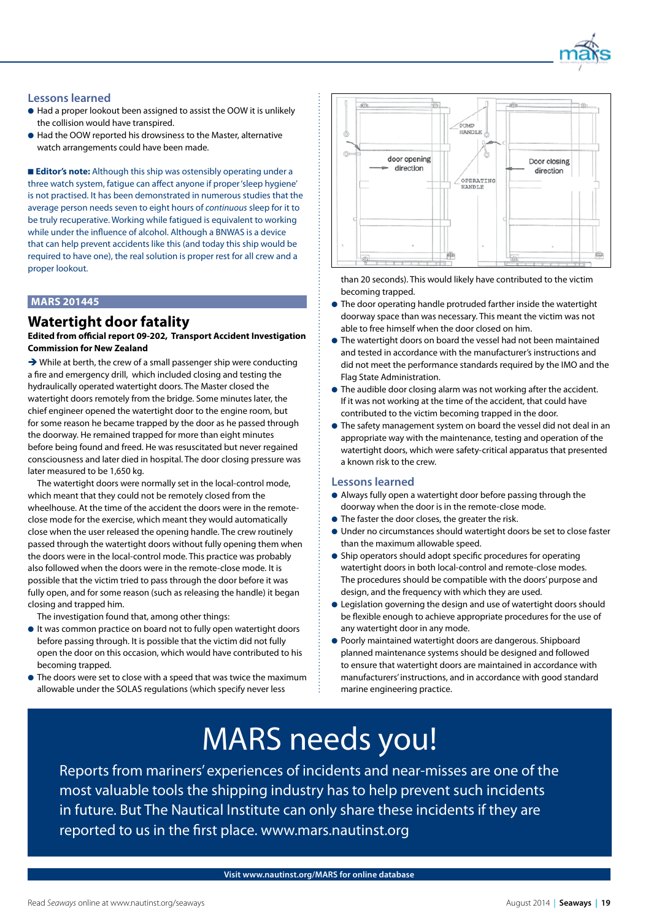## Lessons learned

- Had a proper lookout been assigned to assist the OOW it is unlikely the collision would have transpired.
- Had the OOW reported his drowsiness to the Master, alternative watch arrangements could have been made.

■ **Editor's note:** Although this ship was ostensibly operating under a three watch system, fatigue can affect anyone if proper 'sleep hygiene' is not practised. It has been demonstrated in numerous studies that the average person needs seven to eight hours of *continuous* sleep for it to be truly recuperative. Working while fatigued is equivalent to working while under the influence of alcohol. Although a BNWAS is a device that can help prevent accidents like this (and today this ship would be required to have one), the real solution is proper rest for all crew and a proper lookout.

**MARS 201445**

# Watertight door fatality

**Edited from official report 09-202, Transport Accident Investigation Commission for New Zealand**

→ While at berth, the crew of a small passenger ship were conducting a fire and emergency drill, which included closing and testing the hydraulically operated watertight doors. The Master closed the watertight doors remotely from the bridge. Some minutes later, the chief engineer opened the watertight door to the engine room, but for some reason he became trapped by the door as he passed through the doorway. He remained trapped for more than eight minutes before being found and freed. He was resuscitated but never regained consciousness and later died in hospital. The door closing pressure was later measured to be 1,650 kg.

The watertight doors were normally set in the local-control mode, which meant that they could not be remotely closed from the wheelhouse. At the time of the accident the doors were in the remote-close mode for the exercise, which meant they would automatically close when the user released the opening handle. The crew routinely passed through the watertight doors without fully opening them when the doors were in the local-control mode. This practice was probably also followed when the doors were in the remote-close mode. It is possible that the victim tried to pass through the door before it was fully open, and for some reason (such as releasing the handle) it began closing and trapped him.

The investigation found that, among other things:

- It was common practice on board not to fully open watertight doors before passing through. It is possible that the victim did not fully open the door on this occasion, which would have contributed to his becoming trapped.
- The doors were set to close with a speed that was twice the maximum allowable under the SOLAS regulations (which specify never less than 20 seconds). This would likely have contributed to the victim becoming trapped.
- The door operating handle protruded farther inside the watertight doorway space than was necessary. This meant the victim was not able to free himself when the door closed on him.
- The watertight doors on board the vessel had not been maintained and tested in accordance with the manufacturer's instructions and did not meet the performance standards required by the IMO and the Flag State Administration.
- The audible door closing alarm was not working after the accident. If it was not working at the time of the accident, that could have contributed to the victim becoming trapped in the door.
- The safety management system on board the vessel did not deal in an appropriate way with the maintenance, testing and operation of the watertight doors, which were safety-critical apparatus that presented a known risk to the crew.

## Lessons learned

- Always fully open a watertight door before passing through the doorway when the door is in the remote-close mode.
- The faster the door closes, the greater the risk.
- Under no circumstances should watertight doors be set to close faster than the maximum allowable speed.
- Ship operators should adopt specific procedures for operating watertight doors in both local-control and remote-close modes. The procedures should be compatible with the doors' purpose and design, and the frequency with which they are used.
- Legislation governing the design and use of watertight doors should be flexible enough to achieve appropriate procedures for the use of any watertight door in any mode.
- Poorly maintained watertight doors are dangerous. Shipboard planned maintenance systems should be designed and followed to ensure that watertight doors are maintained in accordance with manufacturers' instructions, and in accordance with good standard marine engineering practice.

# MARS needs you!

Reports from mariners' experiences of incidents and near-misses are one of the most valuable tools the shipping industry has to help prevent such incidents in future. But The Nautical Institute can only share these incidents if they are reported to us in the first place. www.mars.nautinst.org

**Visit www.nautinst.org/MARS for online database**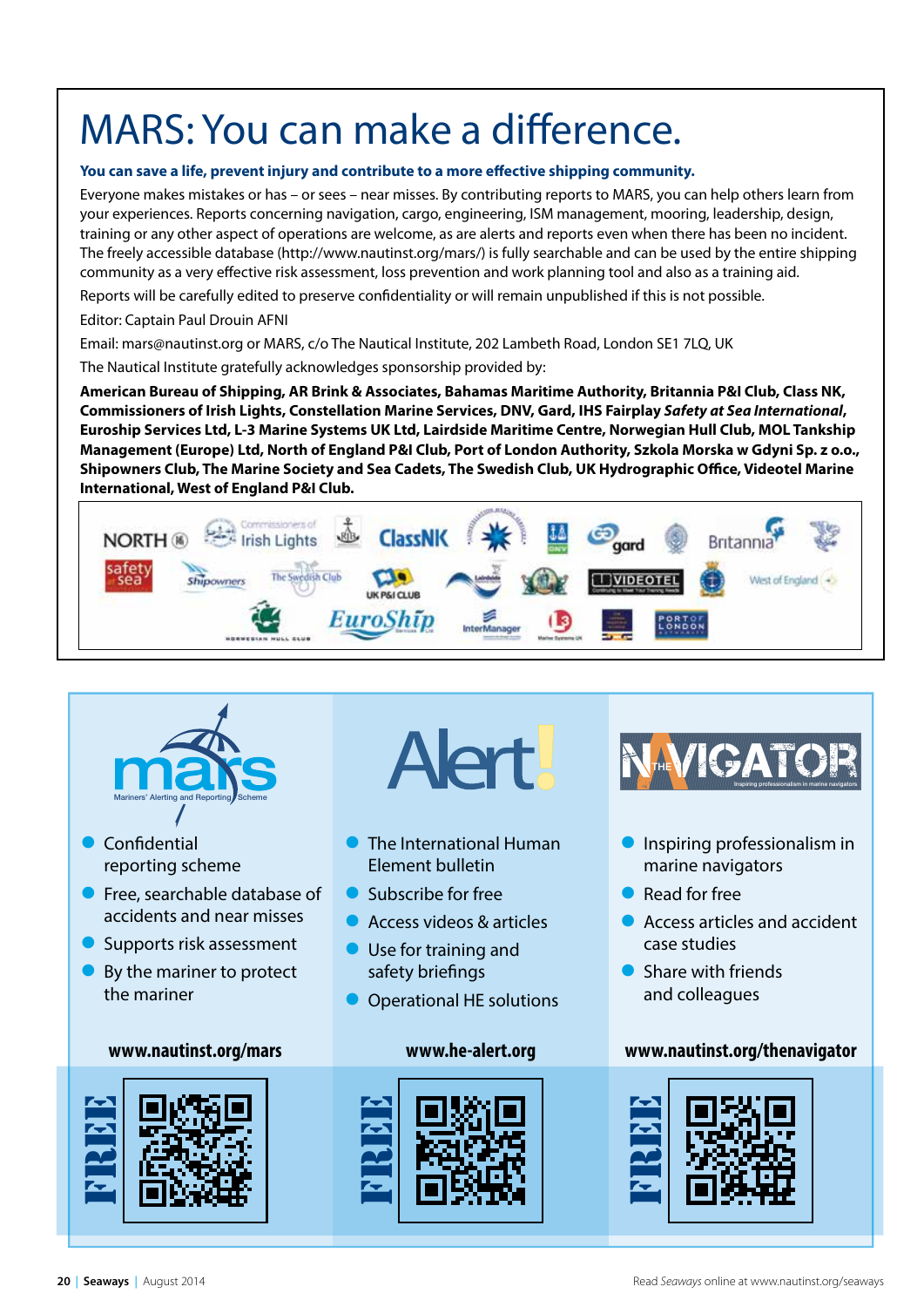# MARS: You can make a difference.

**You can save a life, prevent injury and contribute to a more effective shipping community.**

Everyone makes mistakes or has – or sees – near misses. By contributing reports to MARS, you can help others learn from your experiences. Reports concerning navigation, cargo, engineering, ISM management, mooring, leadership, design, training or any other aspect of operations are welcome, as are alerts and reports even when there has been no incident. The freely accessible database (http://www.nautinst.org/mars/) is fully searchable and can be used by the entire shipping community as a very effective risk assessment, loss prevention and work planning tool and also as a training aid.

Reports will be carefully edited to preserve confidentiality or will remain unpublished if this is not possible.

Editor: Captain Paul Drouin AFNI

Email: mars@nautinst.org or MARS, c/o The Nautical Institute, 202 Lambeth Road, London SE1 7LQ, UK

The Nautical Institute gratefully acknowledges sponsorship provided by:

**American Bureau of Shipping, AR Brink & Associates, Bahamas Maritime Authority, Britannia P&I Club, Class NK, Commissioners of Irish Lights, Constellation Marine Services, DNV, Gard, IHS Fairplay *Safety at Sea International*, Euroship Services Ltd, L-3 Marine Systems UK Ltd, Lairdside Maritime Centre, Norwegian Hull Club, MOL Tankship Management (Europe) Ltd, North of England P&I Club, Port of London Authority, Szkola Morska w Gdyni Sp. z o.o., Shipowners Club, The Marine Society and Sea Cadets, The Swedish Club, UK Hydrographic Office, Videotel Marine International, West of England P&I Club.**

## mars – Mariners' Alerting and Reporting Scheme

- Confidential reporting scheme
- Free, searchable database of accidents and near misses
- Supports risk assessment
- By the mariner to protect the mariner

**www.nautinst.org/mars**

FREE

## Alert!

- The International Human Element bulletin
- Subscribe for free
- Access videos & articles
- Use for training and safety briefings
- Operational HE solutions

**www.he-alert.org**

FREE

## The Navigator – Inspiring professionalism in marine navigators

- Inspiring professionalism in marine navigators
- Read for free
- Access articles and accident case studies
- Share with friends and colleagues

**www.nautinst.org/thenavigator**

FREE